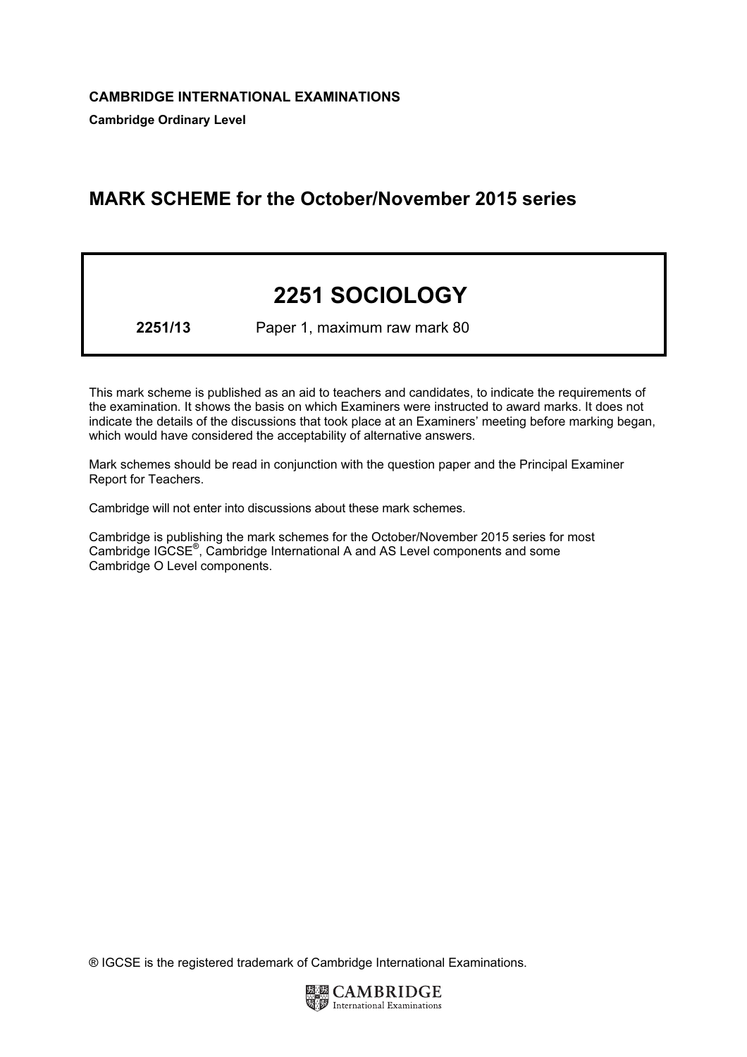**CAMBRIDGE INTERNATIONAL EXAMINATIONS**

**Cambridge Ordinary Level**

## MARK SCHEME for the October/November 2015 series

# 2251 SOCIOLOGY

**2251/13** Paper 1, maximum raw mark 80

This mark scheme is published as an aid to teachers and candidates, to indicate the requirements of the examination. It shows the basis on which Examiners were instructed to award marks. It does not indicate the details of the discussions that took place at an Examiners' meeting before marking began, which would have considered the acceptability of alternative answers.

Mark schemes should be read in conjunction with the question paper and the Principal Examiner Report for Teachers.

Cambridge will not enter into discussions about these mark schemes.

Cambridge is publishing the mark schemes for the October/November 2015 series for most Cambridge IGCSE®, Cambridge International A and AS Level components and some Cambridge O Level components.

® IGCSE is the registered trademark of Cambridge International Examinations.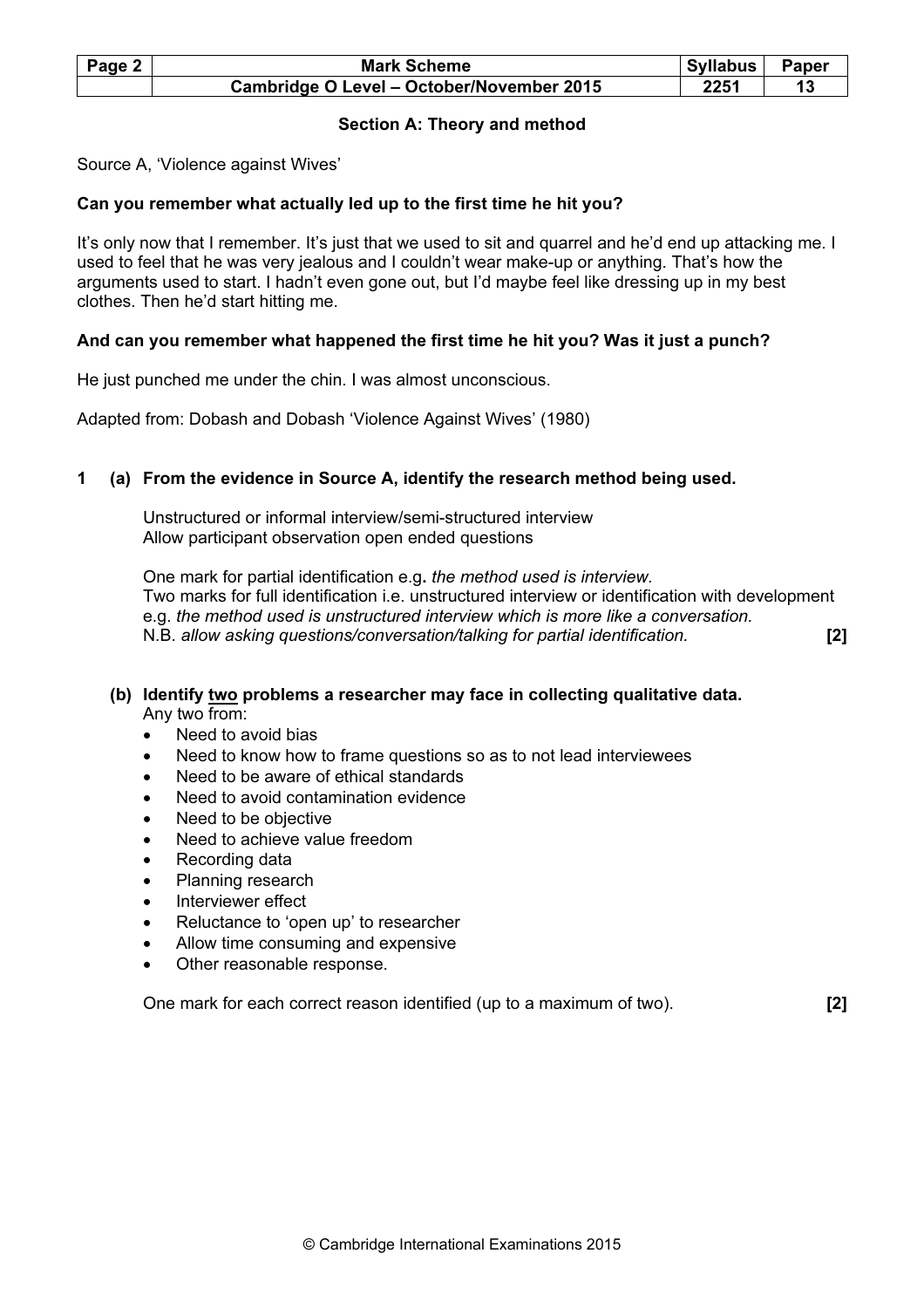## Section A: Theory and method

Source A, 'Violence against Wives'

**Can you remember what actually led up to the first time he hit you?**

It's only now that I remember. It's just that we used to sit and quarrel and he'd end up attacking me. I used to feel that he was very jealous and I couldn't wear make-up or anything. That's how the arguments used to start. I hadn't even gone out, but I'd maybe feel like dressing up in my best clothes. Then he'd start hitting me.

**And can you remember what happened the first time he hit you? Was it just a punch?**

He just punched me under the chin. I was almost unconscious.

Adapted from: Dobash and Dobash 'Violence Against Wives' (1980)

**1 (a) From the evidence in Source A, identify the research method being used.**

Unstructured or informal interview/semi-structured interview
Allow participant observation open ended questions

One mark for partial identification e.g**.** *the method used is interview.*
Two marks for full identification i.e. unstructured interview or identification with development e.g. *the method used is unstructured interview which is more like a conversation.*
N.B. *allow asking questions/conversation/talking for partial identification.* **[2]**

**(b) Identify <u>two</u> problems a researcher may face in collecting qualitative data.**
Any two from:

- Need to avoid bias
- Need to know how to frame questions so as to not lead interviewees
- Need to be aware of ethical standards
- Need to avoid contamination evidence
- Need to be objective
- Need to achieve value freedom
- Recording data
- Planning research
- Interviewer effect
- Reluctance to 'open up' to researcher
- Allow time consuming and expensive
- Other reasonable response.

One mark for each correct reason identified (up to a maximum of two). **[2]**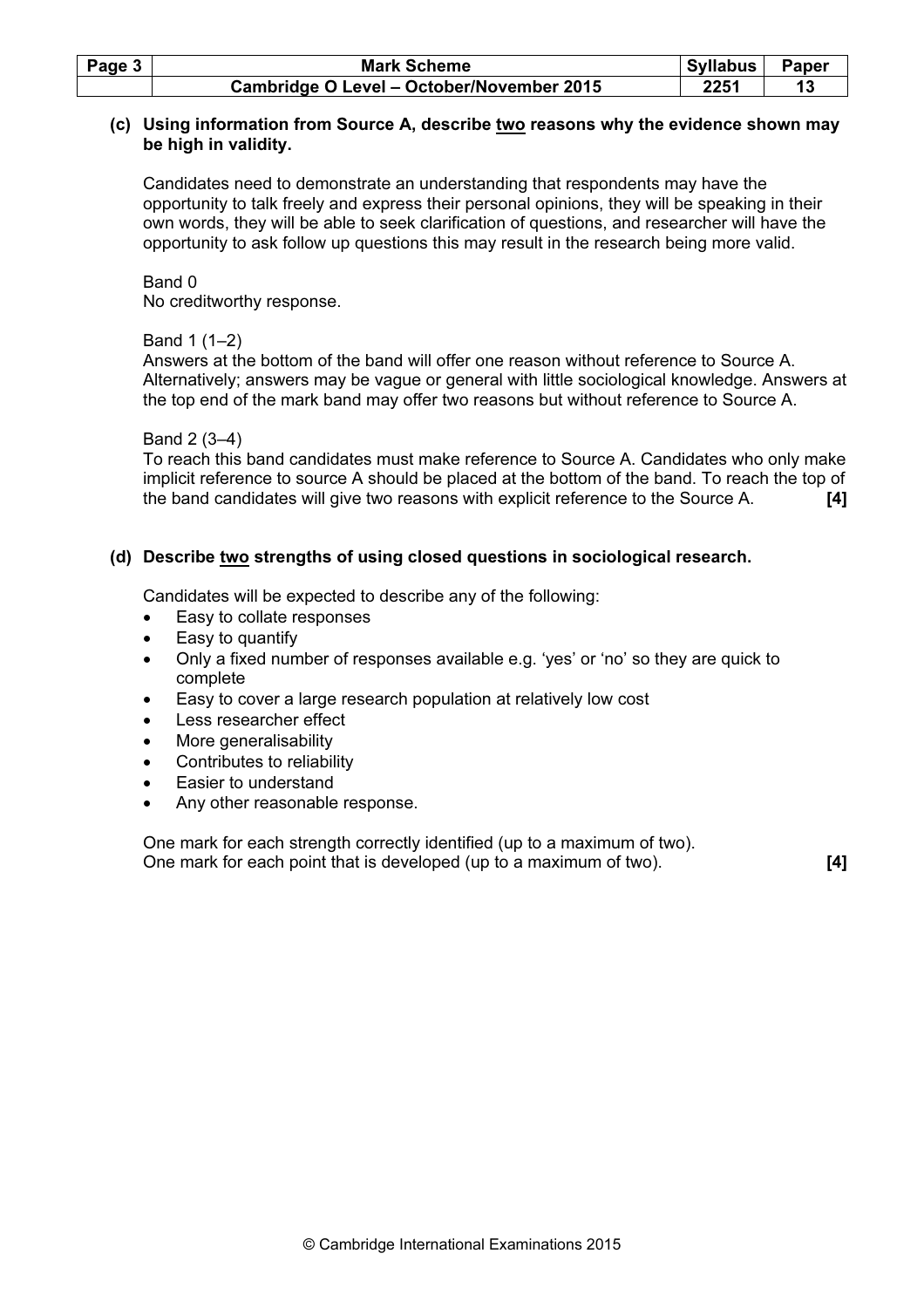**(c) Using information from Source A, describe two reasons why the evidence shown may be high in validity.**

Candidates need to demonstrate an understanding that respondents may have the opportunity to talk freely and express their personal opinions, they will be speaking in their own words, they will be able to seek clarification of questions, and researcher will have the opportunity to ask follow up questions this may result in the research being more valid.

Band 0
No creditworthy response.

Band 1 (1–2)
Answers at the bottom of the band will offer one reason without reference to Source A. Alternatively; answers may be vague or general with little sociological knowledge. Answers at the top end of the mark band may offer two reasons but without reference to Source A.

Band 2 (3–4)
To reach this band candidates must make reference to Source A. Candidates who only make implicit reference to source A should be placed at the bottom of the band. To reach the top of the band candidates will give two reasons with explicit reference to the Source A. **[4]**

**(d) Describe two strengths of using closed questions in sociological research.**

Candidates will be expected to describe any of the following:

- Easy to collate responses
- Easy to quantify
- Only a fixed number of responses available e.g. 'yes' or 'no' so they are quick to complete
- Easy to cover a large research population at relatively low cost
- Less researcher effect
- More generalisability
- Contributes to reliability
- Easier to understand
- Any other reasonable response.

One mark for each strength correctly identified (up to a maximum of two).
One mark for each point that is developed (up to a maximum of two). **[4]**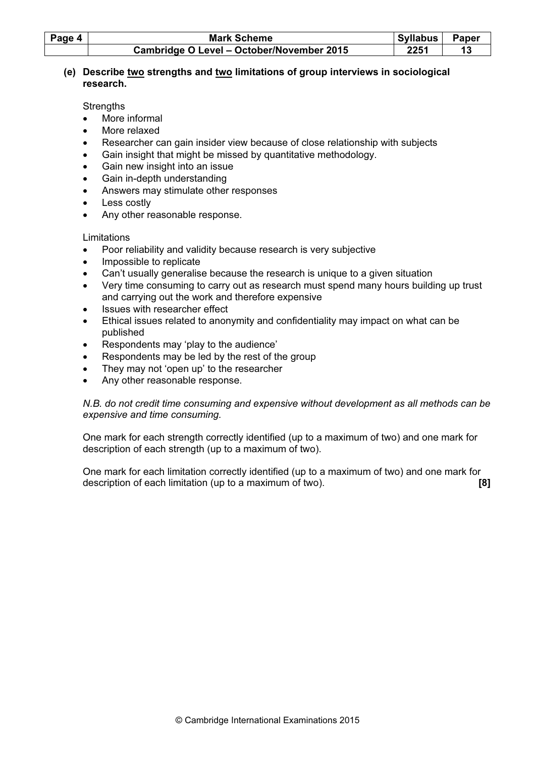**(e) Describe <u>two</u> strengths and <u>two</u> limitations of group interviews in sociological research.**

Strengths

- More informal
- More relaxed
- Researcher can gain insider view because of close relationship with subjects
- Gain insight that might be missed by quantitative methodology.
- Gain new insight into an issue
- Gain in-depth understanding
- Answers may stimulate other responses
- Less costly
- Any other reasonable response.

Limitations

- Poor reliability and validity because research is very subjective
- Impossible to replicate
- Can't usually generalise because the research is unique to a given situation
- Very time consuming to carry out as research must spend many hours building up trust and carrying out the work and therefore expensive
- Issues with researcher effect
- Ethical issues related to anonymity and confidentiality may impact on what can be published
- Respondents may 'play to the audience'
- Respondents may be led by the rest of the group
- They may not 'open up' to the researcher
- Any other reasonable response.

*N.B. do not credit time consuming and expensive without development as all methods can be expensive and time consuming.*

One mark for each strength correctly identified (up to a maximum of two) and one mark for description of each strength (up to a maximum of two).

One mark for each limitation correctly identified (up to a maximum of two) and one mark for description of each limitation (up to a maximum of two). **[8]**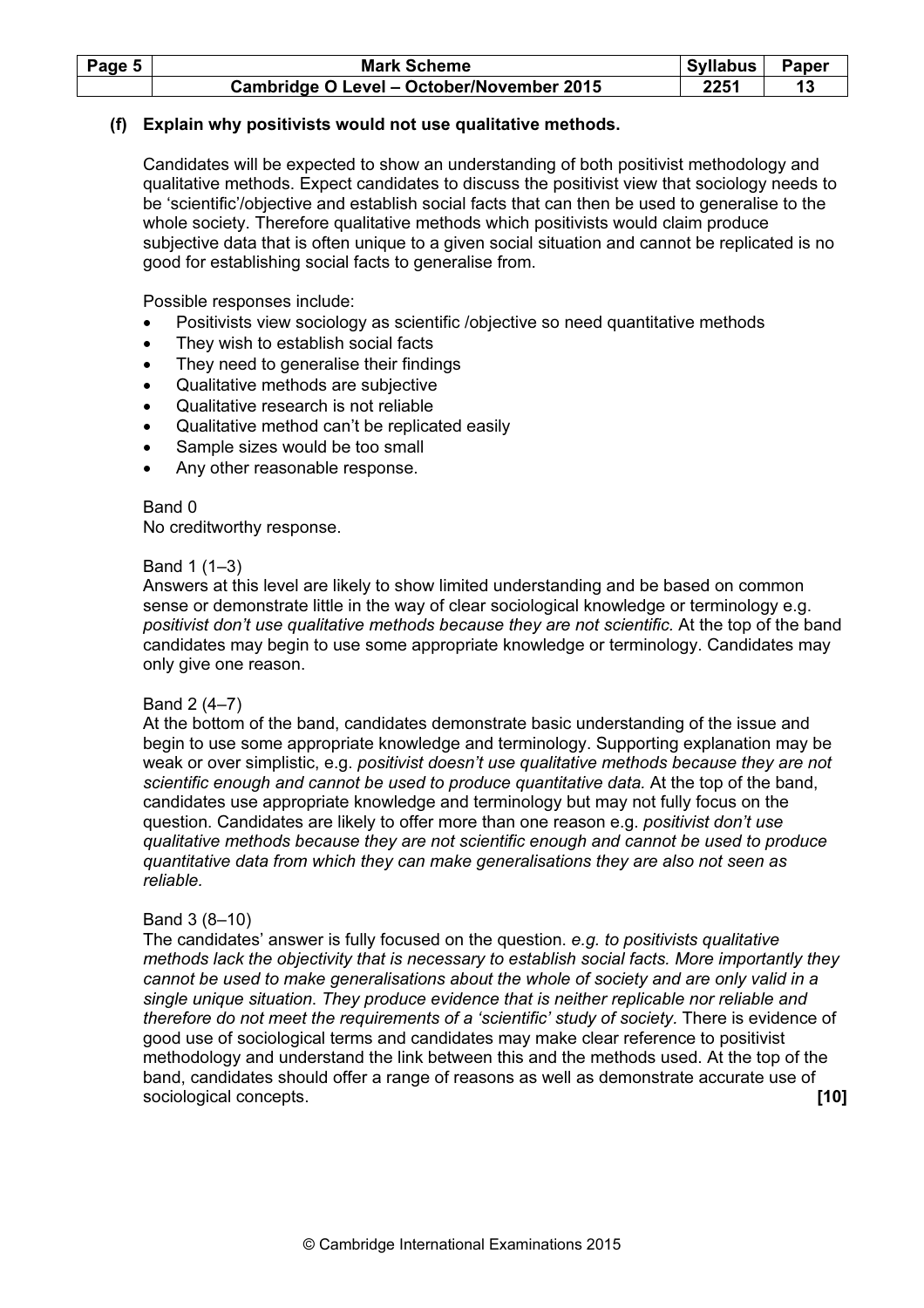**(f) Explain why positivists would not use qualitative methods.**

Candidates will be expected to show an understanding of both positivist methodology and qualitative methods. Expect candidates to discuss the positivist view that sociology needs to be 'scientific'/objective and establish social facts that can then be used to generalise to the whole society. Therefore qualitative methods which positivists would claim produce subjective data that is often unique to a given social situation and cannot be replicated is no good for establishing social facts to generalise from.

Possible responses include:

- Positivists view sociology as scientific /objective so need quantitative methods
- They wish to establish social facts
- They need to generalise their findings
- Qualitative methods are subjective
- Qualitative research is not reliable
- Qualitative method can't be replicated easily
- Sample sizes would be too small
- Any other reasonable response.

Band 0
No creditworthy response.

Band 1 (1–3)
Answers at this level are likely to show limited understanding and be based on common sense or demonstrate little in the way of clear sociological knowledge or terminology e.g. *positivist don't use qualitative methods because they are not scientific.* At the top of the band candidates may begin to use some appropriate knowledge or terminology. Candidates may only give one reason.

Band 2 (4–7)
At the bottom of the band, candidates demonstrate basic understanding of the issue and begin to use some appropriate knowledge and terminology. Supporting explanation may be weak or over simplistic, e.g. *positivist doesn't use qualitative methods because they are not scientific enough and cannot be used to produce quantitative data.* At the top of the band, candidates use appropriate knowledge and terminology but may not fully focus on the question. Candidates are likely to offer more than one reason e.g. *positivist don't use qualitative methods because they are not scientific enough and cannot be used to produce quantitative data from which they can make generalisations they are also not seen as reliable.*

Band 3 (8–10)
The candidates' answer is fully focused on the question. *e.g. to positivists qualitative methods lack the objectivity that is necessary to establish social facts. More importantly they cannot be used to make generalisations about the whole of society and are only valid in a single unique situation. They produce evidence that is neither replicable nor reliable and therefore do not meet the requirements of a 'scientific' study of society.* There is evidence of good use of sociological terms and candidates may make clear reference to positivist methodology and understand the link between this and the methods used. At the top of the band, candidates should offer a range of reasons as well as demonstrate accurate use of sociological concepts. **[10]**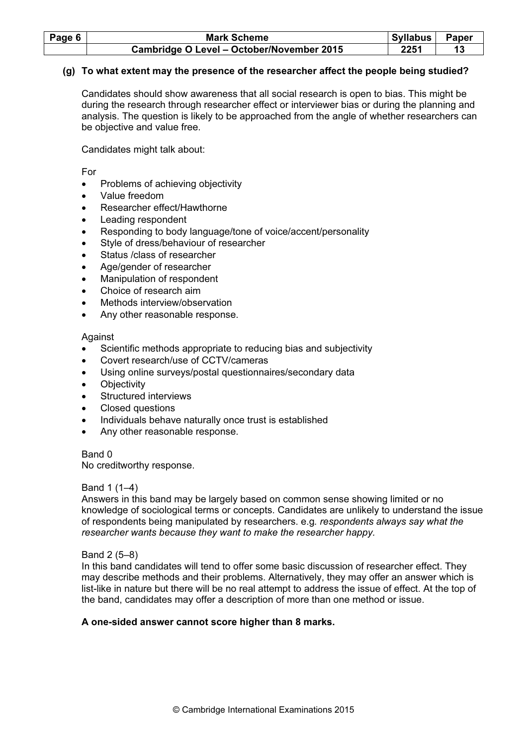### (g) To what extent may the presence of the researcher affect the people being studied?

Candidates should show awareness that all social research is open to bias. This might be during the research through researcher effect or interviewer bias or during the planning and analysis. The question is likely to be approached from the angle of whether researchers can be objective and value free.

Candidates might talk about:

For

- Problems of achieving objectivity
- Value freedom
- Researcher effect/Hawthorne
- Leading respondent
- Responding to body language/tone of voice/accent/personality
- Style of dress/behaviour of researcher
- Status /class of researcher
- Age/gender of researcher
- Manipulation of respondent
- Choice of research aim
- Methods interview/observation
- Any other reasonable response.

Against

- Scientific methods appropriate to reducing bias and subjectivity
- Covert research/use of CCTV/cameras
- Using online surveys/postal questionnaires/secondary data
- Objectivity
- Structured interviews
- Closed questions
- Individuals behave naturally once trust is established
- Any other reasonable response.

Band 0
No creditworthy response.

Band 1 (1–4)
Answers in this band may be largely based on common sense showing limited or no knowledge of sociological terms or concepts. Candidates are unlikely to understand the issue of respondents being manipulated by researchers. e.g. *respondents always say what the researcher wants because they want to make the researcher happy.*

Band 2 (5–8)
In this band candidates will tend to offer some basic discussion of researcher effect. They may describe methods and their problems. Alternatively, they may offer an answer which is list-like in nature but there will be no real attempt to address the issue of effect. At the top of the band, candidates may offer a description of more than one method or issue.

**A one-sided answer cannot score higher than 8 marks.**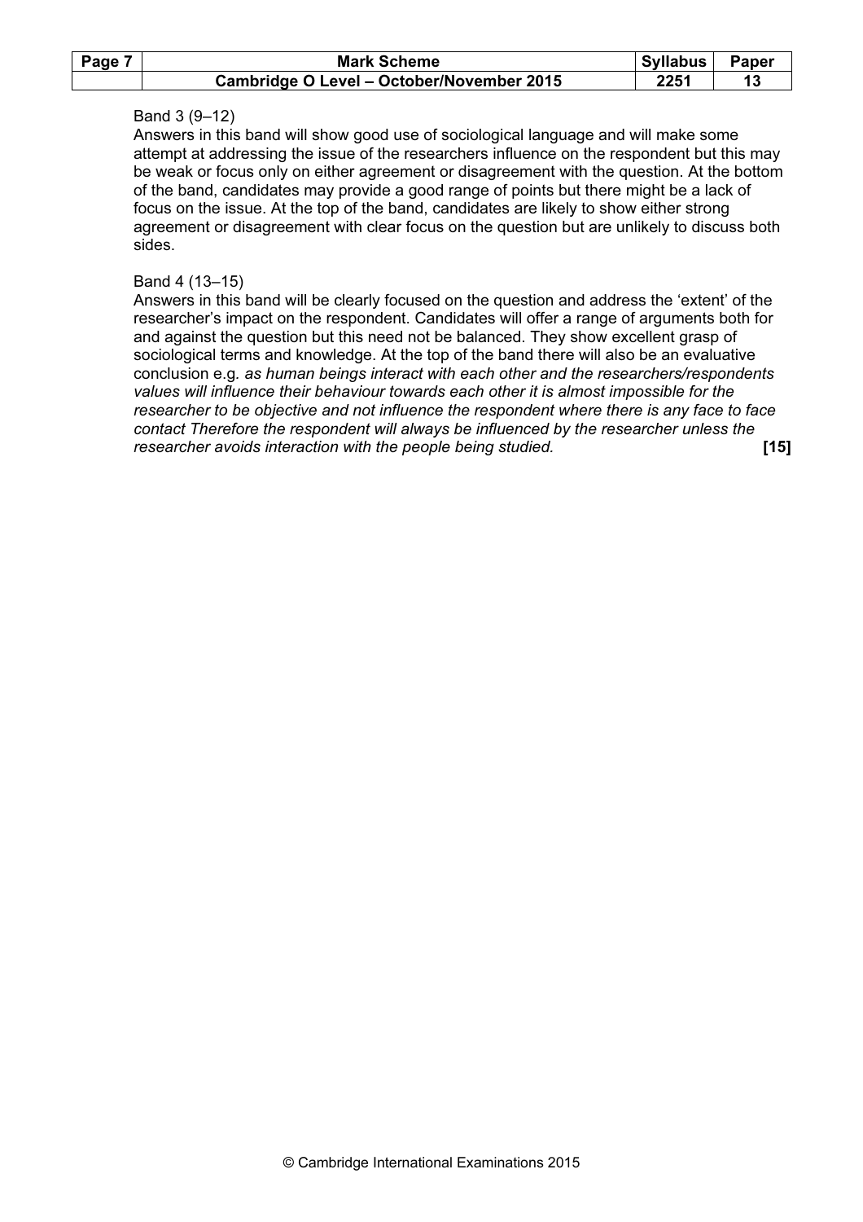Band 3 (9–12)

Answers in this band will show good use of sociological language and will make some attempt at addressing the issue of the researchers influence on the respondent but this may be weak or focus only on either agreement or disagreement with the question. At the bottom of the band, candidates may provide a good range of points but there might be a lack of focus on the issue. At the top of the band, candidates are likely to show either strong agreement or disagreement with clear focus on the question but are unlikely to discuss both sides.

Band 4 (13–15)

Answers in this band will be clearly focused on the question and address the 'extent' of the researcher's impact on the respondent. Candidates will offer a range of arguments both for and against the question but this need not be balanced. They show excellent grasp of sociological terms and knowledge. At the top of the band there will also be an evaluative conclusion e.g. *as human beings interact with each other and the researchers/respondents values will influence their behaviour towards each other it is almost impossible for the researcher to be objective and not influence the respondent where there is any face to face contact Therefore the respondent will always be influenced by the researcher unless the researcher avoids interaction with the people being studied.* **[15]**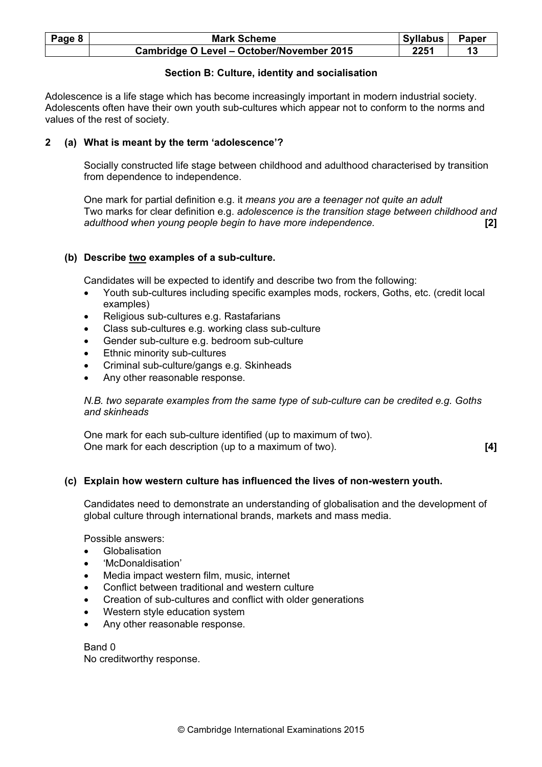### Section B: Culture, identity and socialisation

Adolescence is a life stage which has become increasingly important in modern industrial society. Adolescents often have their own youth sub-cultures which appear not to conform to the norms and values of the rest of society.

**2 (a) What is meant by the term 'adolescence'?**

Socially constructed life stage between childhood and adulthood characterised by transition from dependence to independence.

One mark for partial definition e.g. it *means you are a teenager not quite an adult*
Two marks for clear definition e.g. *adolescence is the transition stage between childhood and adulthood when young people begin to have more independence.* **[2]**

**(b) Describe two examples of a sub-culture.**

Candidates will be expected to identify and describe two from the following:

- Youth sub-cultures including specific examples mods, rockers, Goths, etc. (credit local examples)
- Religious sub-cultures e.g. Rastafarians
- Class sub-cultures e.g. working class sub-culture
- Gender sub-culture e.g. bedroom sub-culture
- Ethnic minority sub-cultures
- Criminal sub-culture/gangs e.g. Skinheads
- Any other reasonable response.

*N.B. two separate examples from the same type of sub-culture can be credited e.g. Goths and skinheads*

One mark for each sub-culture identified (up to maximum of two).
One mark for each description (up to a maximum of two). **[4]**

**(c) Explain how western culture has influenced the lives of non-western youth.**

Candidates need to demonstrate an understanding of globalisation and the development of global culture through international brands, markets and mass media.

Possible answers:

- Globalisation
- 'McDonaldisation'
- Media impact western film, music, internet
- Conflict between traditional and western culture
- Creation of sub-cultures and conflict with older generations
- Western style education system
- Any other reasonable response.

Band 0
No creditworthy response.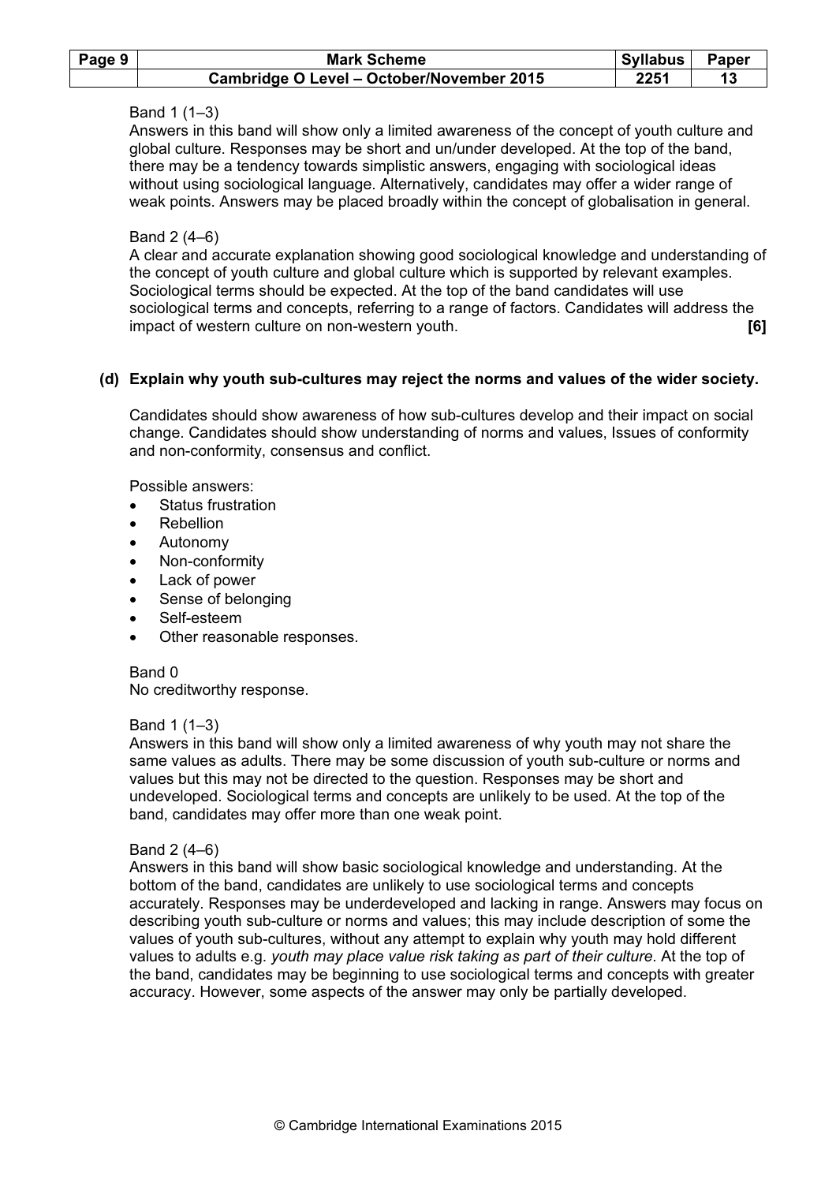Band 1 (1–3)
Answers in this band will show only a limited awareness of the concept of youth culture and global culture. Responses may be short and un/under developed. At the top of the band, there may be a tendency towards simplistic answers, engaging with sociological ideas without using sociological language. Alternatively, candidates may offer a wider range of weak points. Answers may be placed broadly within the concept of globalisation in general.

Band 2 (4–6)
A clear and accurate explanation showing good sociological knowledge and understanding of the concept of youth culture and global culture which is supported by relevant examples. Sociological terms should be expected. At the top of the band candidates will use sociological terms and concepts, referring to a range of factors. Candidates will address the impact of western culture on non-western youth. **[6]**

**(d) Explain why youth sub-cultures may reject the norms and values of the wider society.**

Candidates should show awareness of how sub-cultures develop and their impact on social change. Candidates should show understanding of norms and values, Issues of conformity and non-conformity, consensus and conflict.

Possible answers:

- Status frustration
- Rebellion
- Autonomy
- Non-conformity
- Lack of power
- Sense of belonging
- Self-esteem
- Other reasonable responses.

Band 0
No creditworthy response.

Band 1 (1–3)
Answers in this band will show only a limited awareness of why youth may not share the same values as adults. There may be some discussion of youth sub-culture or norms and values but this may not be directed to the question. Responses may be short and undeveloped. Sociological terms and concepts are unlikely to be used. At the top of the band, candidates may offer more than one weak point.

Band 2 (4–6)
Answers in this band will show basic sociological knowledge and understanding. At the bottom of the band, candidates are unlikely to use sociological terms and concepts accurately. Responses may be underdeveloped and lacking in range. Answers may focus on describing youth sub-culture or norms and values; this may include description of some the values of youth sub-cultures, without any attempt to explain why youth may hold different values to adults e.g. *youth may place value risk taking as part of their culture*. At the top of the band, candidates may be beginning to use sociological terms and concepts with greater accuracy. However, some aspects of the answer may only be partially developed.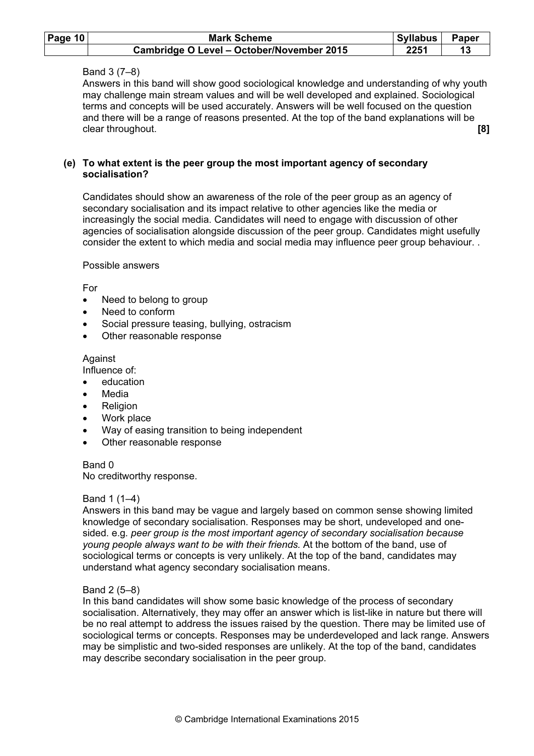Band 3 (7–8)
Answers in this band will show good sociological knowledge and understanding of why youth may challenge main stream values and will be well developed and explained. Sociological terms and concepts will be used accurately. Answers will be well focused on the question and there will be a range of reasons presented. At the top of the band explanations will be clear throughout. **[8]**

**(e) To what extent is the peer group the most important agency of secondary socialisation?**

Candidates should show an awareness of the role of the peer group as an agency of secondary socialisation and its impact relative to other agencies like the media or increasingly the social media. Candidates will need to engage with discussion of other agencies of socialisation alongside discussion of the peer group. Candidates might usefully consider the extent to which media and social media may influence peer group behaviour. .

Possible answers

For

- Need to belong to group
- Need to conform
- Social pressure teasing, bullying, ostracism
- Other reasonable response

Against
Influence of:

- education
- Media
- Religion
- Work place
- Way of easing transition to being independent
- Other reasonable response

Band 0
No creditworthy response.

Band 1 (1–4)
Answers in this band may be vague and largely based on common sense showing limited knowledge of secondary socialisation. Responses may be short, undeveloped and one-sided. e.g. *peer group is the most important agency of secondary socialisation because young people always want to be with their friends.* At the bottom of the band, use of sociological terms or concepts is very unlikely. At the top of the band, candidates may understand what agency secondary socialisation means.

Band 2 (5–8)
In this band candidates will show some basic knowledge of the process of secondary socialisation. Alternatively, they may offer an answer which is list-like in nature but there will be no real attempt to address the issues raised by the question. There may be limited use of sociological terms or concepts. Responses may be underdeveloped and lack range. Answers may be simplistic and two-sided responses are unlikely. At the top of the band, candidates may describe secondary socialisation in the peer group.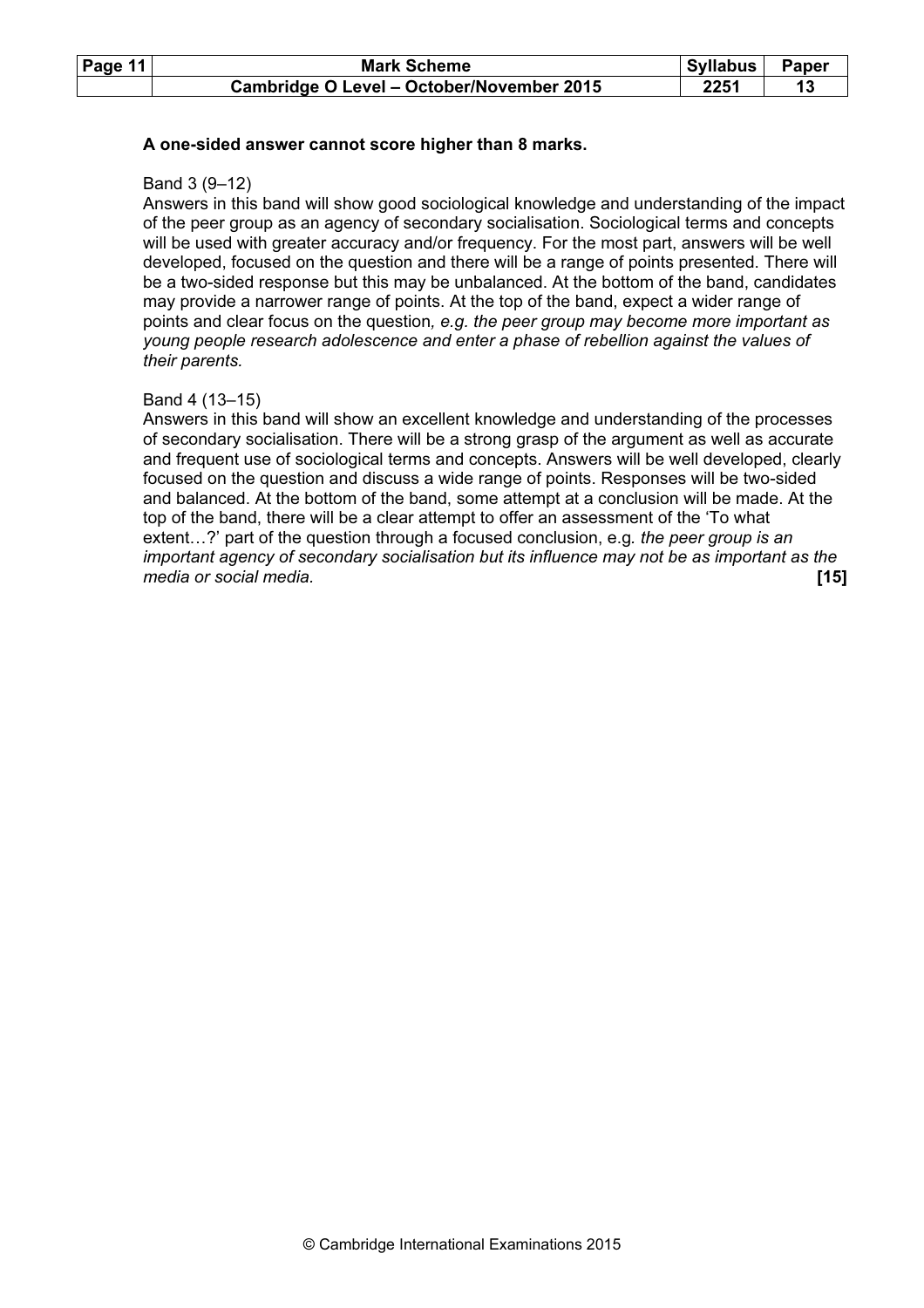**A one-sided answer cannot score higher than 8 marks.**

Band 3 (9–12)
Answers in this band will show good sociological knowledge and understanding of the impact of the peer group as an agency of secondary socialisation. Sociological terms and concepts will be used with greater accuracy and/or frequency. For the most part, answers will be well developed, focused on the question and there will be a range of points presented. There will be a two-sided response but this may be unbalanced. At the bottom of the band, candidates may provide a narrower range of points. At the top of the band, expect a wider range of points and clear focus on the question*, e.g. the peer group may become more important as young people research adolescence and enter a phase of rebellion against the values of their parents.*

Band 4 (13–15)
Answers in this band will show an excellent knowledge and understanding of the processes of secondary socialisation. There will be a strong grasp of the argument as well as accurate and frequent use of sociological terms and concepts. Answers will be well developed, clearly focused on the question and discuss a wide range of points. Responses will be two-sided and balanced. At the bottom of the band, some attempt at a conclusion will be made. At the top of the band, there will be a clear attempt to offer an assessment of the 'To what extent…?' part of the question through a focused conclusion, e.g*. the peer group is an important agency of secondary socialisation but its influence may not be as important as the media or social media.* **[15]**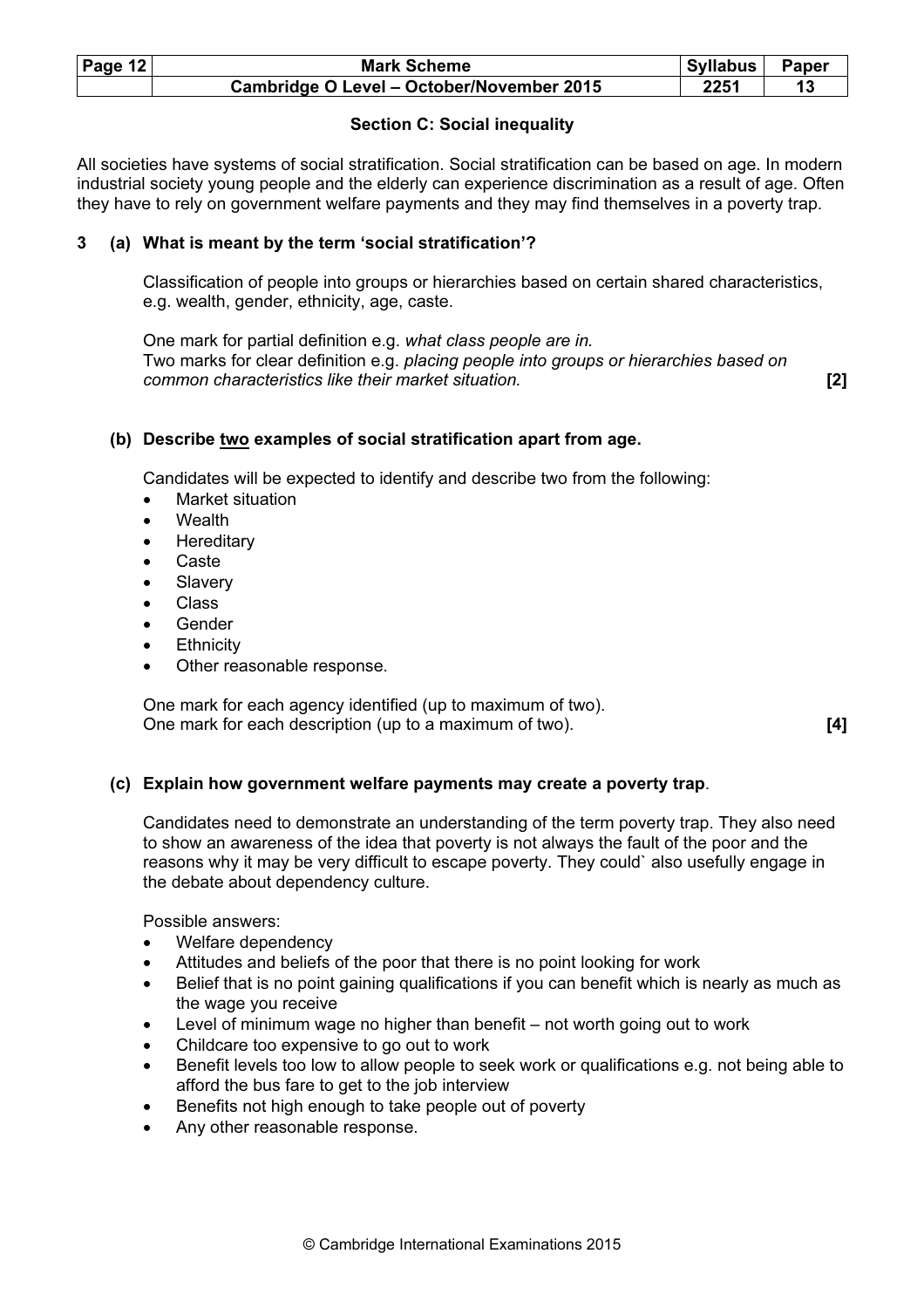## Section C: Social inequality

All societies have systems of social stratification. Social stratification can be based on age. In modern industrial society young people and the elderly can experience discrimination as a result of age. Often they have to rely on government welfare payments and they may find themselves in a poverty trap.

**3 (a) What is meant by the term 'social stratification'?**

Classification of people into groups or hierarchies based on certain shared characteristics, e.g. wealth, gender, ethnicity, age, caste.

One mark for partial definition e.g. *what class people are in.*
Two marks for clear definition e.g. *placing people into groups or hierarchies based on common characteristics like their market situation.* **[2]**

**(b) Describe two examples of social stratification apart from age.**

Candidates will be expected to identify and describe two from the following:

- Market situation
- Wealth
- Hereditary
- Caste
- Slavery
- Class
- Gender
- Ethnicity
- Other reasonable response.

One mark for each agency identified (up to maximum of two).
One mark for each description (up to a maximum of two). **[4]**

**(c) Explain how government welfare payments may create a poverty trap.**

Candidates need to demonstrate an understanding of the term poverty trap. They also need to show an awareness of the idea that poverty is not always the fault of the poor and the reasons why it may be very difficult to escape poverty. They could` also usefully engage in the debate about dependency culture.

Possible answers:

- Welfare dependency
- Attitudes and beliefs of the poor that there is no point looking for work
- Belief that is no point gaining qualifications if you can benefit which is nearly as much as the wage you receive
- Level of minimum wage no higher than benefit – not worth going out to work
- Childcare too expensive to go out to work
- Benefit levels too low to allow people to seek work or qualifications e.g. not being able to afford the bus fare to get to the job interview
- Benefits not high enough to take people out of poverty
- Any other reasonable response.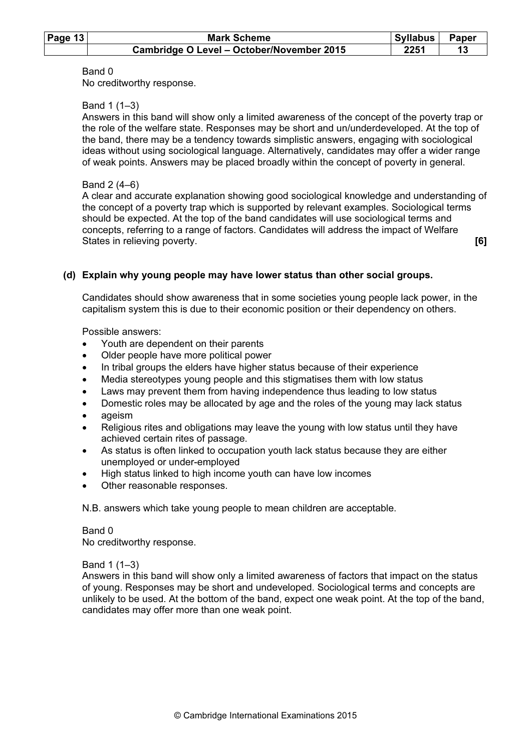Band 0
No creditworthy response.

Band 1 (1–3)
Answers in this band will show only a limited awareness of the concept of the poverty trap or the role of the welfare state. Responses may be short and un/underdeveloped. At the top of the band, there may be a tendency towards simplistic answers, engaging with sociological ideas without using sociological language. Alternatively, candidates may offer a wider range of weak points. Answers may be placed broadly within the concept of poverty in general.

Band 2 (4–6)
A clear and accurate explanation showing good sociological knowledge and understanding of the concept of a poverty trap which is supported by relevant examples. Sociological terms should be expected. At the top of the band candidates will use sociological terms and concepts, referring to a range of factors. Candidates will address the impact of Welfare States in relieving poverty. **[6]**

**(d) Explain why young people may have lower status than other social groups.**

Candidates should show awareness that in some societies young people lack power, in the capitalism system this is due to their economic position or their dependency on others.

Possible answers:

- Youth are dependent on their parents
- Older people have more political power
- In tribal groups the elders have higher status because of their experience
- Media stereotypes young people and this stigmatises them with low status
- Laws may prevent them from having independence thus leading to low status
- Domestic roles may be allocated by age and the roles of the young may lack status
- ageism
- Religious rites and obligations may leave the young with low status until they have achieved certain rites of passage.
- As status is often linked to occupation youth lack status because they are either unemployed or under-employed
- High status linked to high income youth can have low incomes
- Other reasonable responses.

N.B. answers which take young people to mean children are acceptable.

Band 0
No creditworthy response.

Band 1 (1–3)
Answers in this band will show only a limited awareness of factors that impact on the status of young. Responses may be short and undeveloped. Sociological terms and concepts are unlikely to be used. At the bottom of the band, expect one weak point. At the top of the band, candidates may offer more than one weak point.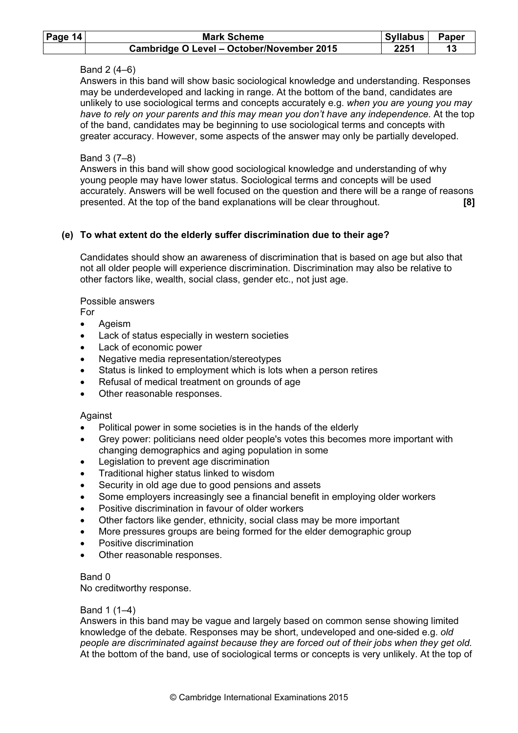Band 2 (4–6)
Answers in this band will show basic sociological knowledge and understanding. Responses may be underdeveloped and lacking in range. At the bottom of the band, candidates are unlikely to use sociological terms and concepts accurately e.g. *when you are young you may have to rely on your parents and this may mean you don't have any independence.* At the top of the band, candidates may be beginning to use sociological terms and concepts with greater accuracy. However, some aspects of the answer may only be partially developed.

Band 3 (7–8)
Answers in this band will show good sociological knowledge and understanding of why young people may have lower status. Sociological terms and concepts will be used accurately. Answers will be well focused on the question and there will be a range of reasons presented. At the top of the band explanations will be clear throughout. **[8]**

**(e) To what extent do the elderly suffer discrimination due to their age?**

Candidates should show an awareness of discrimination that is based on age but also that not all older people will experience discrimination. Discrimination may also be relative to other factors like, wealth, social class, gender etc., not just age.

Possible answers
For

- Ageism
- Lack of status especially in western societies
- Lack of economic power
- Negative media representation/stereotypes
- Status is linked to employment which is lots when a person retires
- Refusal of medical treatment on grounds of age
- Other reasonable responses.

Against

- Political power in some societies is in the hands of the elderly
- Grey power: politicians need older people's votes this becomes more important with changing demographics and aging population in some
- Legislation to prevent age discrimination
- Traditional higher status linked to wisdom
- Security in old age due to good pensions and assets
- Some employers increasingly see a financial benefit in employing older workers
- Positive discrimination in favour of older workers
- Other factors like gender, ethnicity, social class may be more important
- More pressures groups are being formed for the elder demographic group
- Positive discrimination
- Other reasonable responses.

Band 0
No creditworthy response.

Band 1 (1–4)
Answers in this band may be vague and largely based on common sense showing limited knowledge of the debate. Responses may be short, undeveloped and one-sided e.g. *old people are discriminated against because they are forced out of their jobs when they get old.* At the bottom of the band, use of sociological terms or concepts is very unlikely. At the top of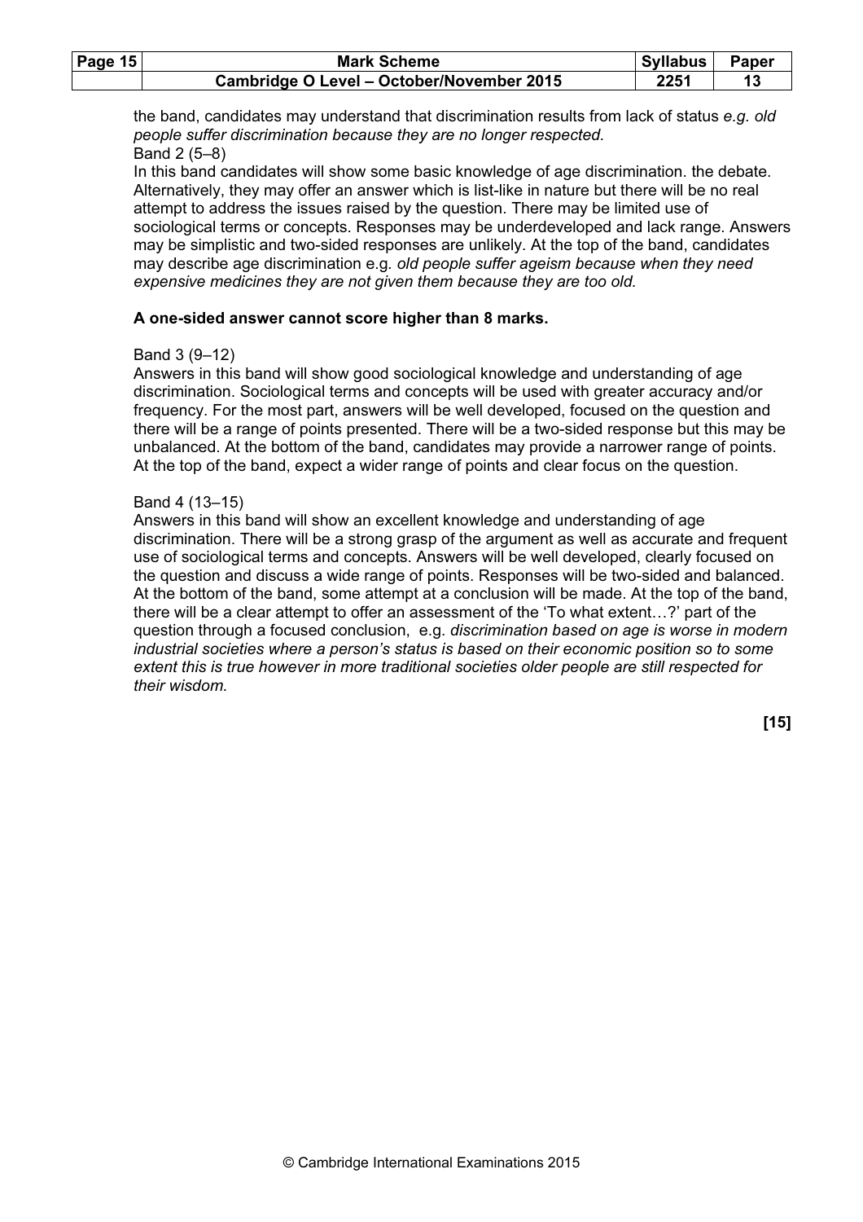the band, candidates may understand that discrimination results from lack of status *e.g. old people suffer discrimination because they are no longer respected.*

Band 2 (5–8)

In this band candidates will show some basic knowledge of age discrimination. the debate. Alternatively, they may offer an answer which is list-like in nature but there will be no real attempt to address the issues raised by the question. There may be limited use of sociological terms or concepts. Responses may be underdeveloped and lack range. Answers may be simplistic and two-sided responses are unlikely. At the top of the band, candidates may describe age discrimination e.g*. old people suffer ageism because when they need expensive medicines they are not given them because they are too old.*

**A one-sided answer cannot score higher than 8 marks.**

Band 3 (9–12)

Answers in this band will show good sociological knowledge and understanding of age discrimination. Sociological terms and concepts will be used with greater accuracy and/or frequency. For the most part, answers will be well developed, focused on the question and there will be a range of points presented. There will be a two-sided response but this may be unbalanced. At the bottom of the band, candidates may provide a narrower range of points. At the top of the band, expect a wider range of points and clear focus on the question.

Band 4 (13–15)

Answers in this band will show an excellent knowledge and understanding of age discrimination. There will be a strong grasp of the argument as well as accurate and frequent use of sociological terms and concepts. Answers will be well developed, clearly focused on the question and discuss a wide range of points. Responses will be two-sided and balanced. At the bottom of the band, some attempt at a conclusion will be made. At the top of the band, there will be a clear attempt to offer an assessment of the 'To what extent…?' part of the question through a focused conclusion, e.g. *discrimination based on age is worse in modern industrial societies where a person's status is based on their economic position so to some extent this is true however in more traditional societies older people are still respected for their wisdom.*

**[15]**